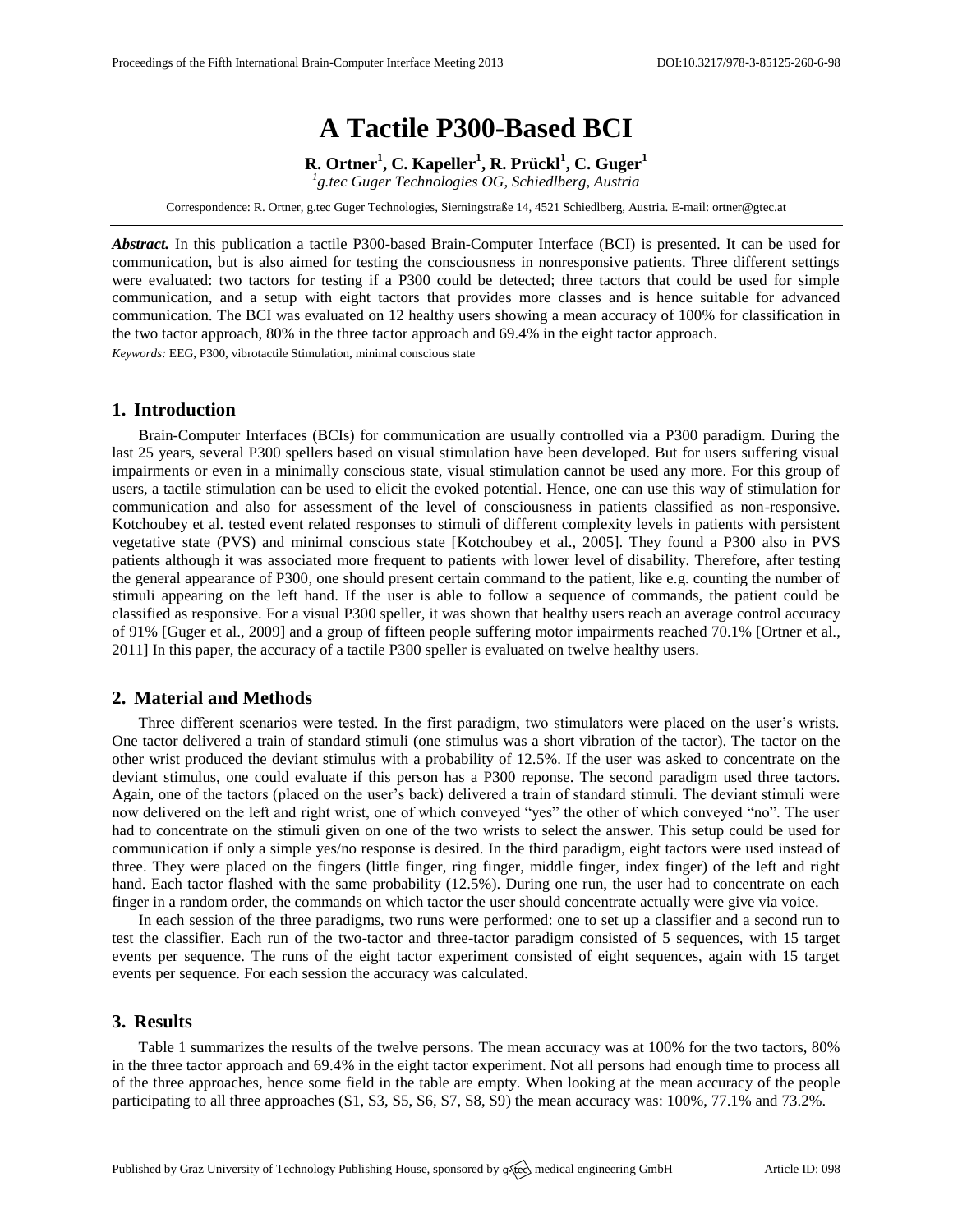# A Tactile P300-Based BCI

**R. Ortner[1], C. Kapeller[1], R. Prückl[1], C. Guger[1]**

[1]*g.tec Guger Technologies OG, Schiedlberg, Austria*

Correspondence: R. Ortner, g.tec Guger Technologies, Sierningstraße 14, 4521 Schiedlberg, Austria. E-mail: ortner@gtec.at

***Abstract.*** In this publication a tactile P300-based Brain-Computer Interface (BCI) is presented. It can be used for communication, but is also aimed for testing the consciousness in nonresponsive patients. Three different settings were evaluated: two tactors for testing if a P300 could be detected; three tactors that could be used for simple communication, and a setup with eight tactors that provides more classes and is hence suitable for advanced communication. The BCI was evaluated on 12 healthy users showing a mean accuracy of 100% for classification in the two tactor approach, 80% in the three tactor approach and 69.4% in the eight tactor approach.

*Keywords:* EEG, P300, vibrotactile Stimulation, minimal conscious state

## 1. Introduction

Brain-Computer Interfaces (BCIs) for communication are usually controlled via a P300 paradigm. During the last 25 years, several P300 spellers based on visual stimulation have been developed. But for users suffering visual impairments or even in a minimally conscious state, visual stimulation cannot be used any more. For this group of users, a tactile stimulation can be used to elicit the evoked potential. Hence, one can use this way of stimulation for communication and also for assessment of the level of consciousness in patients classified as non-responsive. Kotchoubey et al. tested event related responses to stimuli of different complexity levels in patients with persistent vegetative state (PVS) and minimal conscious state [Kotchoubey et al., 2005]. They found a P300 also in PVS patients although it was associated more frequent to patients with lower level of disability. Therefore, after testing the general appearance of P300, one should present certain command to the patient, like e.g. counting the number of stimuli appearing on the left hand. If the user is able to follow a sequence of commands, the patient could be classified as responsive. For a visual P300 speller, it was shown that healthy users reach an average control accuracy of 91% [Guger et al., 2009] and a group of fifteen people suffering motor impairments reached 70.1% [Ortner et al., 2011] In this paper, the accuracy of a tactile P300 speller is evaluated on twelve healthy users.

## 2. Material and Methods

Three different scenarios were tested. In the first paradigm, two stimulators were placed on the user's wrists. One tactor delivered a train of standard stimuli (one stimulus was a short vibration of the tactor). The tactor on the other wrist produced the deviant stimulus with a probability of 12.5%. If the user was asked to concentrate on the deviant stimulus, one could evaluate if this person has a P300 reponse. The second paradigm used three tactors. Again, one of the tactors (placed on the user's back) delivered a train of standard stimuli. The deviant stimuli were now delivered on the left and right wrist, one of which conveyed "yes" the other of which conveyed "no". The user had to concentrate on the stimuli given on one of the two wrists to select the answer. This setup could be used for communication if only a simple yes/no response is desired. In the third paradigm, eight tactors were used instead of three. They were placed on the fingers (little finger, ring finger, middle finger, index finger) of the left and right hand. Each tactor flashed with the same probability (12.5%). During one run, the user had to concentrate on each finger in a random order, the commands on which tactor the user should concentrate actually were give via voice.

In each session of the three paradigms, two runs were performed: one to set up a classifier and a second run to test the classifier. Each run of the two-tactor and three-tactor paradigm consisted of 5 sequences, with 15 target events per sequence. The runs of the eight tactor experiment consisted of eight sequences, again with 15 target events per sequence. For each session the accuracy was calculated.

## 3. Results

Table 1 summarizes the results of the twelve persons. The mean accuracy was at 100% for the two tactors, 80% in the three tactor approach and 69.4% in the eight tactor experiment. Not all persons had enough time to process all of the three approaches, hence some field in the table are empty. When looking at the mean accuracy of the people participating to all three approaches (S1, S3, S5, S6, S7, S8, S9) the mean accuracy was: 100%, 77.1% and 73.2%.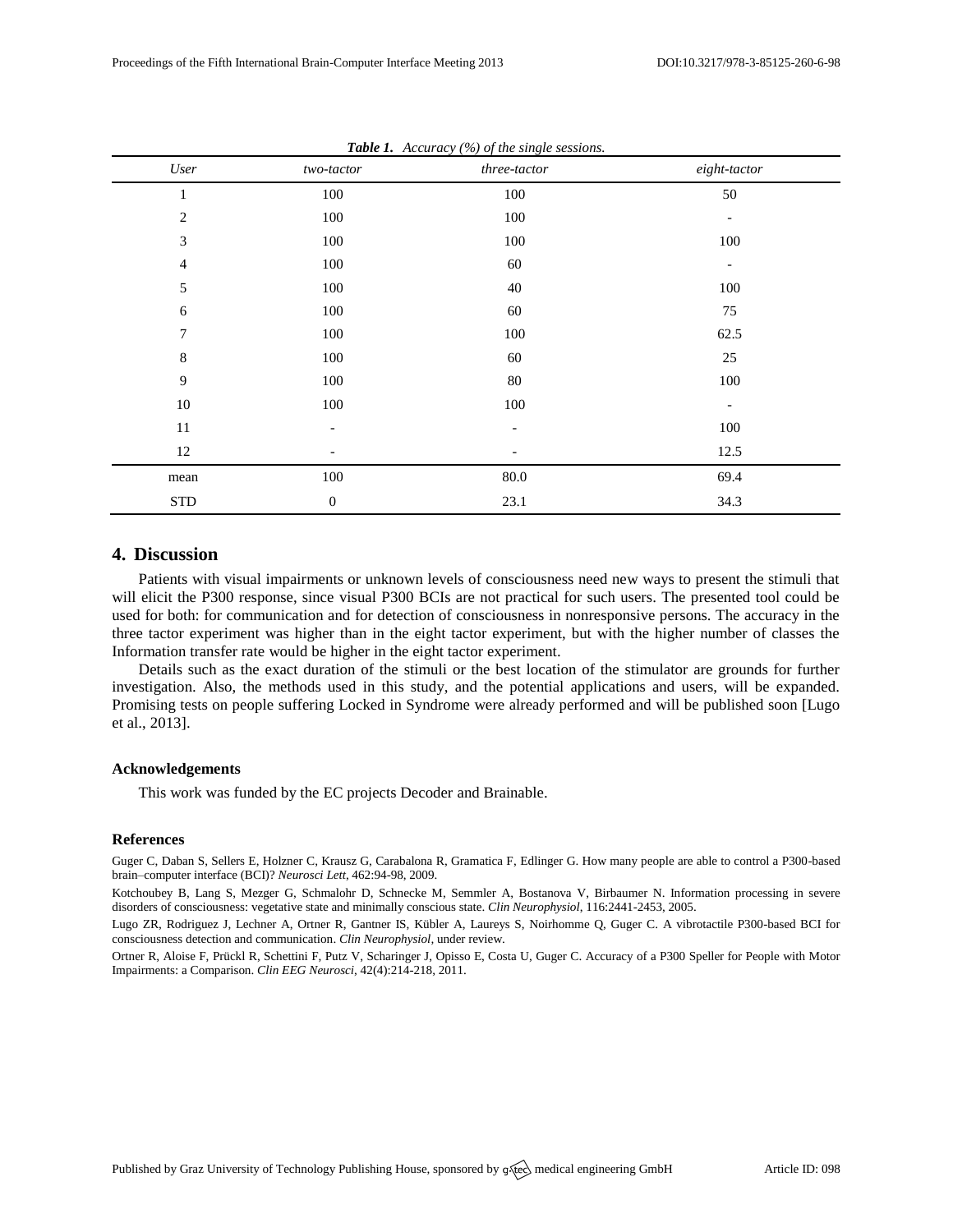***Table 1.*** *Accuracy (%) of the single sessions.*

| *User* | *two-tactor* | *three-tactor* | *eight-tactor* |
|---|---|---|---|
| 1 | 100 | 100 | 50 |
| 2 | 100 | 100 | - |
| 3 | 100 | 100 | 100 |
| 4 | 100 | 60 | - |
| 5 | 100 | 40 | 100 |
| 6 | 100 | 60 | 75 |
| 7 | 100 | 100 | 62.5 |
| 8 | 100 | 60 | 25 |
| 9 | 100 | 80 | 100 |
| 10 | 100 | 100 | - |
| 11 | - | - | 100 |
| 12 | - | - | 12.5 |
| mean | 100 | 80.0 | 69.4 |
| STD | 0 | 23.1 | 34.3 |

## 4. Discussion

Patients with visual impairments or unknown levels of consciousness need new ways to present the stimuli that will elicit the P300 response, since visual P300 BCIs are not practical for such users. The presented tool could be used for both: for communication and for detection of consciousness in nonresponsive persons. The accuracy in the three tactor experiment was higher than in the eight tactor experiment, but with the higher number of classes the Information transfer rate would be higher in the eight tactor experiment.

Details such as the exact duration of the stimuli or the best location of the stimulator are grounds for further investigation. Also, the methods used in this study, and the potential applications and users, will be expanded. Promising tests on people suffering Locked in Syndrome were already performed and will be published soon [Lugo et al., 2013].

### Acknowledgements

This work was funded by the EC projects Decoder and Brainable.

### References

Guger C, Daban S, Sellers E, Holzner C, Krausz G, Carabalona R, Gramatica F, Edlinger G. How many people are able to control a P300-based brain–computer interface (BCI)? *Neurosci Lett*, 462:94-98, 2009.

Kotchoubey B, Lang S, Mezger G, Schmalohr D, Schnecke M, Semmler A, Bostanova V, Birbaumer N. Information processing in severe disorders of consciousness: vegetative state and minimally conscious state. *Clin Neurophysiol*, 116:2441-2453, 2005.

Lugo ZR, Rodriguez J, Lechner A, Ortner R, Gantner IS, Kübler A, Laureys S, Noirhomme Q, Guger C. A vibrotactile P300-based BCI for consciousness detection and communication. *Clin Neurophysiol*, under review.

Ortner R, Aloise F, Prückl R, Schettini F, Putz V, Scharinger J, Opisso E, Costa U, Guger C. Accuracy of a P300 Speller for People with Motor Impairments: a Comparison. *Clin EEG Neurosci*, 42(4):214-218, 2011.